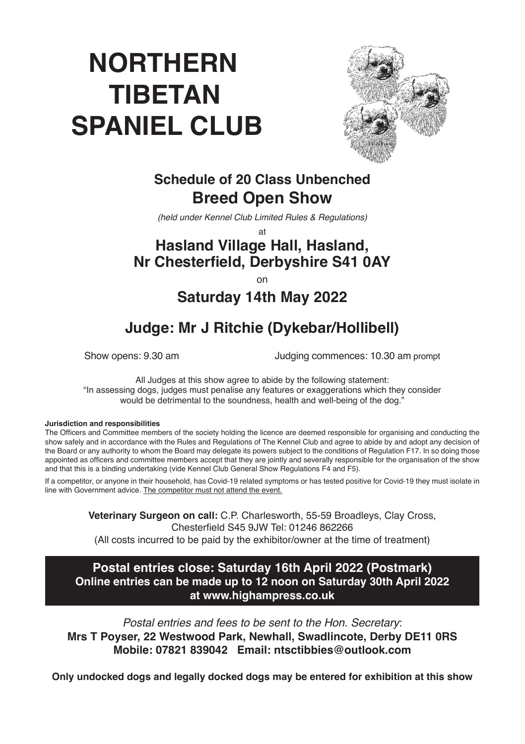# NORTHERN TIBETAN SPANIEL CLUB

## Schedule of 20 Class Unbenched
## Breed Open Show

*(held under Kennel Club Limited Rules & Regulations)*

at

## Hasland Village Hall, Hasland, Nr Chesterfield, Derbyshire S41 0AY

on

## Saturday 14th May 2022

## Judge: Mr J Ritchie (Dykebar/Hollibell)

Show opens: 9.30 am

Judging commences: 10.30 am prompt

All Judges at this show agree to abide by the following statement:
"In assessing dogs, judges must penalise any features or exaggerations which they consider would be detrimental to the soundness, health and well-being of the dog."

**Jurisdiction and responsibilities**

The Officers and Committee members of the society holding the licence are deemed responsible for organising and conducting the show safely and in accordance with the Rules and Regulations of The Kennel Club and agree to abide by and adopt any decision of the Board or any authority to whom the Board may delegate its powers subject to the conditions of Regulation F17. In so doing those appointed as officers and committee members accept that they are jointly and severally responsible for the organisation of the show and that this is a binding undertaking (vide Kennel Club General Show Regulations F4 and F5).

If a competitor, or anyone in their household, has Covid-19 related symptoms or has tested positive for Covid-19 they must isolate in line with Government advice. The competitor must not attend the event.

**Veterinary Surgeon on call:** C.P. Charlesworth, 55-59 Broadleys, Clay Cross, Chesterfield S45 9JW Tel: 01246 862266
(All costs incurred to be paid by the exhibitor/owner at the time of treatment)

**Postal entries close: Saturday 16th April 2022 (Postmark)**
**Online entries can be made up to 12 noon on Saturday 30th April 2022 at www.highampress.co.uk**

*Postal entries and fees to be sent to the Hon. Secretary*:
**Mrs T Poyser, 22 Westwood Park, Newhall, Swadlincote, Derby DE11 0RS**
**Mobile: 07821 839042 Email: ntsctibbies@outlook.com**

**Only undocked dogs and legally docked dogs may be entered for exhibition at this show**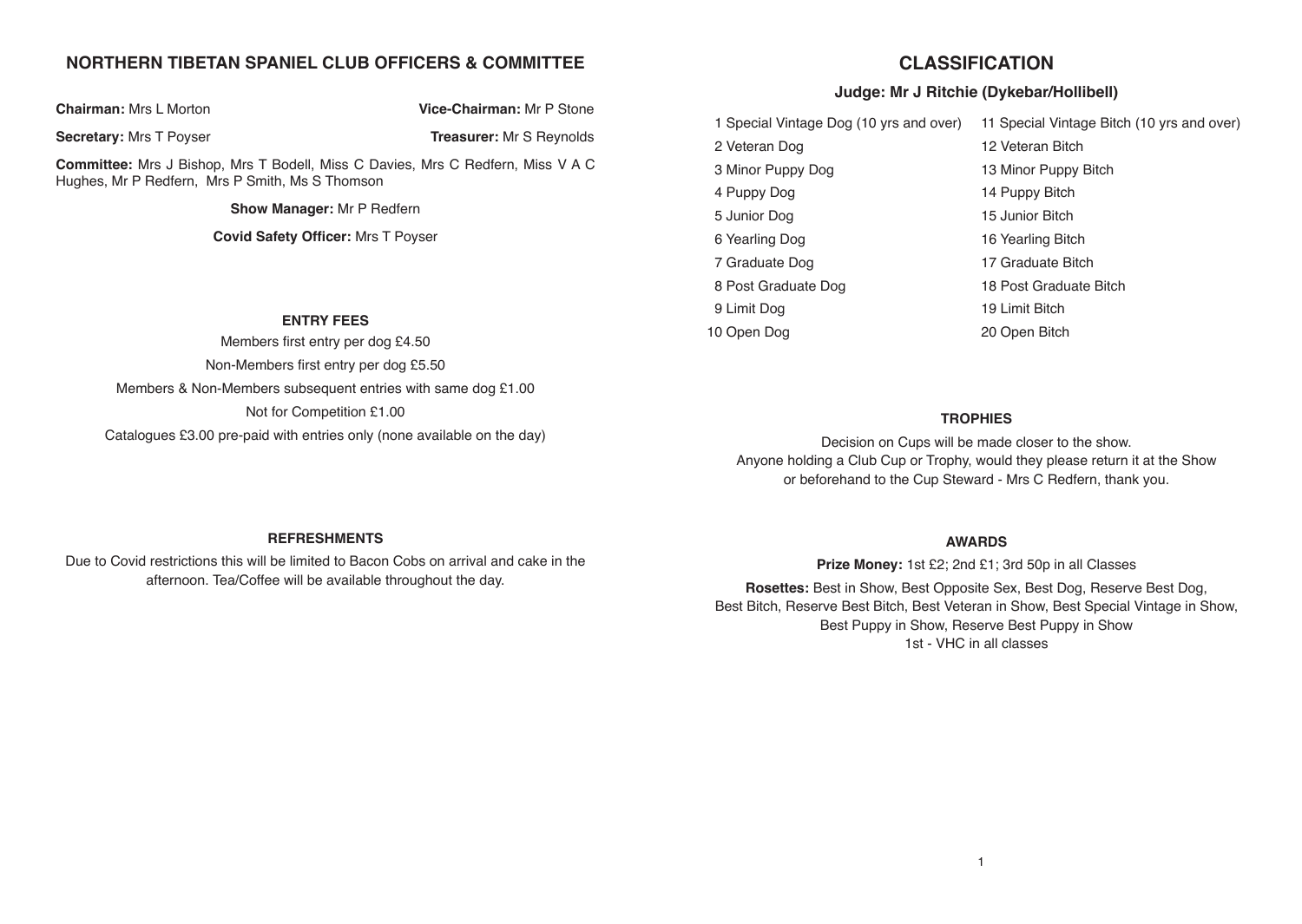## NORTHERN TIBETAN SPANIEL CLUB OFFICERS & COMMITTEE

**Chairman:** Mrs L Morton

**Vice-Chairman:** Mr P Stone

**Secretary:** Mrs T Poyser

**Treasurer:** Mr S Reynolds

**Committee:** Mrs J Bishop, Mrs T Bodell, Miss C Davies, Mrs C Redfern, Miss V A C Hughes, Mr P Redfern, Mrs P Smith, Ms S Thomson

**Show Manager:** Mr P Redfern

**Covid Safety Officer:** Mrs T Poyser

### ENTRY FEES

Members first entry per dog £4.50

Non-Members first entry per dog £5.50

Members & Non-Members subsequent entries with same dog £1.00

Not for Competition £1.00

Catalogues £3.00 pre-paid with entries only (none available on the day)

### REFRESHMENTS

Due to Covid restrictions this will be limited to Bacon Cobs on arrival and cake in the afternoon. Tea/Coffee will be available throughout the day.

## CLASSIFICATION

### Judge: Mr J Ritchie (Dykebar/Hollibell)

1 Special Vintage Dog (10 yrs and over)
2 Veteran Dog
3 Minor Puppy Dog
4 Puppy Dog
5 Junior Dog
6 Yearling Dog
7 Graduate Dog
8 Post Graduate Dog
9 Limit Dog
10 Open Dog

11 Special Vintage Bitch (10 yrs and over)
12 Veteran Bitch
13 Minor Puppy Bitch
14 Puppy Bitch
15 Junior Bitch
16 Yearling Bitch
17 Graduate Bitch
18 Post Graduate Bitch
19 Limit Bitch
20 Open Bitch

### TROPHIES

Decision on Cups will be made closer to the show.
Anyone holding a Club Cup or Trophy, would they please return it at the Show or beforehand to the Cup Steward - Mrs C Redfern, thank you.

### AWARDS

**Prize Money:** 1st £2; 2nd £1; 3rd 50p in all Classes

**Rosettes:** Best in Show, Best Opposite Sex, Best Dog, Reserve Best Dog, Best Bitch, Reserve Best Bitch, Best Veteran in Show, Best Special Vintage in Show, Best Puppy in Show, Reserve Best Puppy in Show
1st - VHC in all classes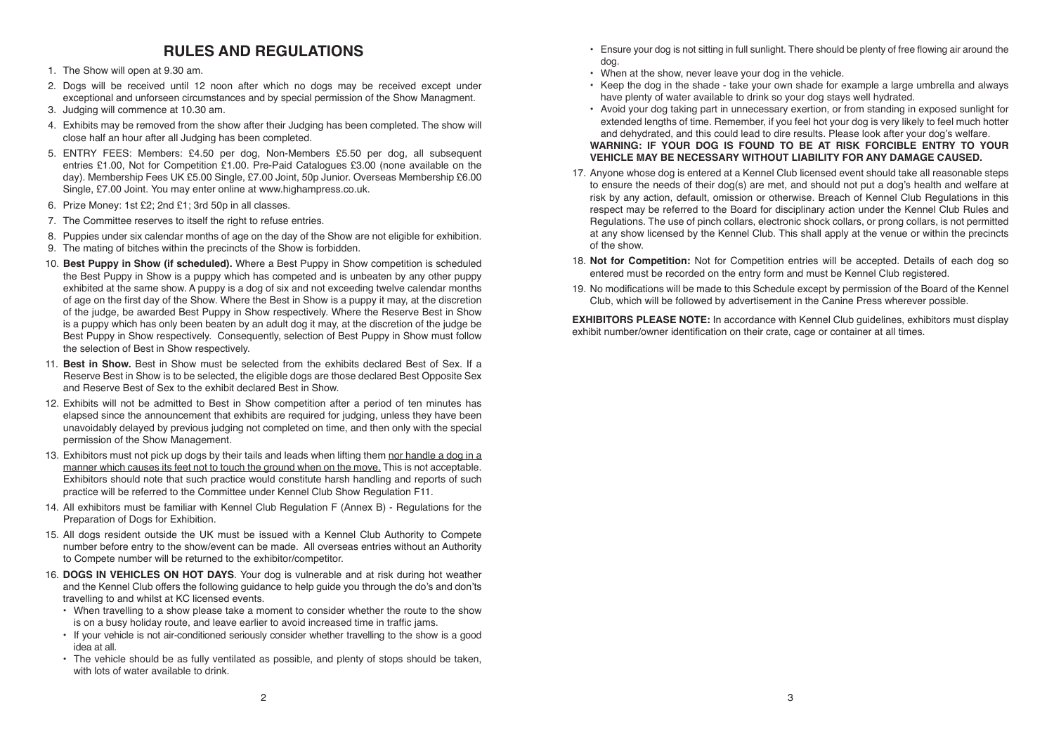## RULES AND REGULATIONS

1. The Show will open at 9.30 am.
2. Dogs will be received until 12 noon after which no dogs may be received except under exceptional and unforseen circumstances and by special permission of the Show Managment.
3. Judging will commence at 10.30 am.
4. Exhibits may be removed from the show after their Judging has been completed. The show will close half an hour after all Judging has been completed.
5. ENTRY FEES: Members: £4.50 per dog, Non-Members £5.50 per dog, all subsequent entries £1.00, Not for Competition £1.00. Pre-Paid Catalogues £3.00 (none available on the day). Membership Fees UK £5.00 Single, £7.00 Joint, 50p Junior. Overseas Membership £6.00 Single, £7.00 Joint. You may enter online at www.highampress.co.uk.
6. Prize Money: 1st £2; 2nd £1; 3rd 50p in all classes.
7. The Committee reserves to itself the right to refuse entries.
8. Puppies under six calendar months of age on the day of the Show are not eligible for exhibition.
9. The mating of bitches within the precincts of the Show is forbidden.
10. **Best Puppy in Show (if scheduled).** Where a Best Puppy in Show competition is scheduled the Best Puppy in Show is a puppy which has competed and is unbeaten by any other puppy exhibited at the same show. A puppy is a dog of six and not exceeding twelve calendar months of age on the first day of the Show. Where the Best in Show is a puppy it may, at the discretion of the judge, be awarded Best Puppy in Show respectively. Where the Reserve Best in Show is a puppy which has only been beaten by an adult dog it may, at the discretion of the judge be Best Puppy in Show respectively. Consequently, selection of Best Puppy in Show must follow the selection of Best in Show respectively.
11. **Best in Show.** Best in Show must be selected from the exhibits declared Best of Sex. If a Reserve Best in Show is to be selected, the eligible dogs are those declared Best Opposite Sex and Reserve Best of Sex to the exhibit declared Best in Show.
12. Exhibits will not be admitted to Best in Show competition after a period of ten minutes has elapsed since the announcement that exhibits are required for judging, unless they have been unavoidably delayed by previous judging not completed on time, and then only with the special permission of the Show Management.
13. Exhibitors must not pick up dogs by their tails and leads when lifting them nor handle a dog in a manner which causes its feet not to touch the ground when on the move. This is not acceptable. Exhibitors should note that such practice would constitute harsh handling and reports of such practice will be referred to the Committee under Kennel Club Show Regulation F11.
14. All exhibitors must be familiar with Kennel Club Regulation F (Annex B) - Regulations for the Preparation of Dogs for Exhibition.
15. All dogs resident outside the UK must be issued with a Kennel Club Authority to Compete number before entry to the show/event can be made. All overseas entries without an Authority to Compete number will be returned to the exhibitor/competitor.
16. **DOGS IN VEHICLES ON HOT DAYS**. Your dog is vulnerable and at risk during hot weather and the Kennel Club offers the following guidance to help guide you through the do's and don'ts travelling to and whilst at KC licensed events.
    - When travelling to a show please take a moment to consider whether the route to the show is on a busy holiday route, and leave earlier to avoid increased time in traffic jams.
    - If your vehicle is not air-conditioned seriously consider whether travelling to the show is a good idea at all.
    - The vehicle should be as fully ventilated as possible, and plenty of stops should be taken, with lots of water available to drink.
    - Ensure your dog is not sitting in full sunlight. There should be plenty of free flowing air around the dog.
    - When at the show, never leave your dog in the vehicle.
    - Keep the dog in the shade - take your own shade for example a large umbrella and always have plenty of water available to drink so your dog stays well hydrated.
    - Avoid your dog taking part in unnecessary exertion, or from standing in exposed sunlight for extended lengths of time. Remember, if you feel hot your dog is very likely to feel much hotter and dehydrated, and this could lead to dire results. Please look after your dog's welfare.

    **WARNING: IF YOUR DOG IS FOUND TO BE AT RISK FORCIBLE ENTRY TO YOUR VEHICLE MAY BE NECESSARY WITHOUT LIABILITY FOR ANY DAMAGE CAUSED.**
17. Anyone whose dog is entered at a Kennel Club licensed event should take all reasonable steps to ensure the needs of their dog(s) are met, and should not put a dog's health and welfare at risk by any action, default, omission or otherwise. Breach of Kennel Club Regulations in this respect may be referred to the Board for disciplinary action under the Kennel Club Rules and Regulations. The use of pinch collars, electronic shock collars, or prong collars, is not permitted at any show licensed by the Kennel Club. This shall apply at the venue or within the precincts of the show.
18. **Not for Competition:** Not for Competition entries will be accepted. Details of each dog so entered must be recorded on the entry form and must be Kennel Club registered.
19. No modifications will be made to this Schedule except by permission of the Board of the Kennel Club, which will be followed by advertisement in the Canine Press wherever possible.

**EXHIBITORS PLEASE NOTE:** In accordance with Kennel Club guidelines, exhibitors must display exhibit number/owner identification on their crate, cage or container at all times.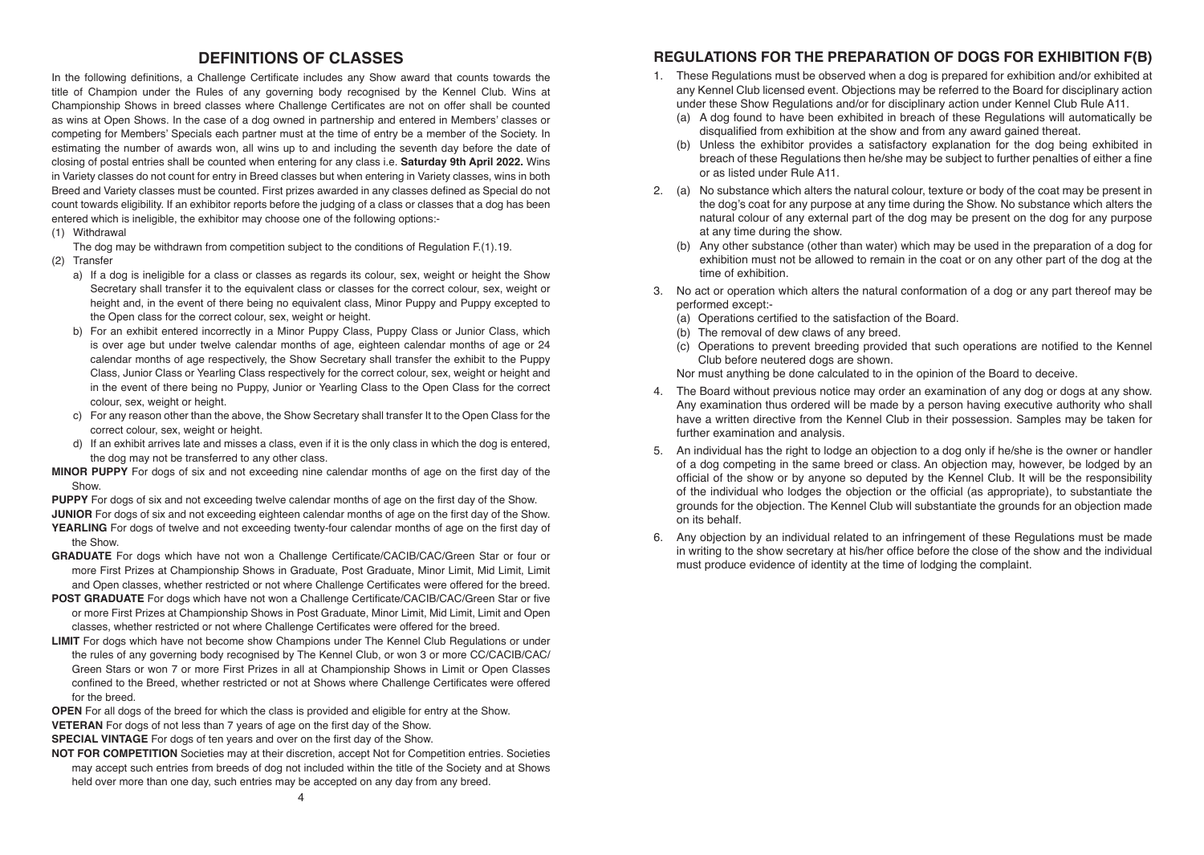## DEFINITIONS OF CLASSES

In the following definitions, a Challenge Certificate includes any Show award that counts towards the title of Champion under the Rules of any governing body recognised by the Kennel Club. Wins at Championship Shows in breed classes where Challenge Certificates are not on offer shall be counted as wins at Open Shows. In the case of a dog owned in partnership and entered in Members' classes or competing for Members' Specials each partner must at the time of entry be a member of the Society. In estimating the number of awards won, all wins up to and including the seventh day before the date of closing of postal entries shall be counted when entering for any class i.e. **Saturday 9th April 2022.** Wins in Variety classes do not count for entry in Breed classes but when entering in Variety classes, wins in both Breed and Variety classes must be counted. First prizes awarded in any classes defined as Special do not count towards eligibility. If an exhibitor reports before the judging of a class or classes that a dog has been entered which is ineligible, the exhibitor may choose one of the following options:-

(1) Withdrawal

The dog may be withdrawn from competition subject to the conditions of Regulation F.(1).19.

(2) Transfer

a) If a dog is ineligible for a class or classes as regards its colour, sex, weight or height the Show Secretary shall transfer it to the equivalent class or classes for the correct colour, sex, weight or height and, in the event of there being no equivalent class, Minor Puppy and Puppy excepted to the Open class for the correct colour, sex, weight or height.

b) For an exhibit entered incorrectly in a Minor Puppy Class, Puppy Class or Junior Class, which is over age but under twelve calendar months of age, eighteen calendar months of age or 24 calendar months of age respectively, the Show Secretary shall transfer the exhibit to the Puppy Class, Junior Class or Yearling Class respectively for the correct colour, sex, weight or height and in the event of there being no Puppy, Junior or Yearling Class to the Open Class for the correct colour, sex, weight or height.

c) For any reason other than the above, the Show Secretary shall transfer It to the Open Class for the correct colour, sex, weight or height.

d) If an exhibit arrives late and misses a class, even if it is the only class in which the dog is entered, the dog may not be transferred to any other class.

**MINOR PUPPY** For dogs of six and not exceeding nine calendar months of age on the first day of the Show.

**PUPPY** For dogs of six and not exceeding twelve calendar months of age on the first day of the Show.

**JUNIOR** For dogs of six and not exceeding eighteen calendar months of age on the first day of the Show.

**YEARLING** For dogs of twelve and not exceeding twenty-four calendar months of age on the first day of the Show.

**GRADUATE** For dogs which have not won a Challenge Certificate/CACIB/CAC/Green Star or four or more First Prizes at Championship Shows in Graduate, Post Graduate, Minor Limit, Mid Limit, Limit and Open classes, whether restricted or not where Challenge Certificates were offered for the breed.

**POST GRADUATE** For dogs which have not won a Challenge Certificate/CACIB/CAC/Green Star or five or more First Prizes at Championship Shows in Post Graduate, Minor Limit, Mid Limit, Limit and Open classes, whether restricted or not where Challenge Certificates were offered for the breed.

**LIMIT** For dogs which have not become show Champions under The Kennel Club Regulations or under the rules of any governing body recognised by The Kennel Club, or won 3 or more CC/CACIB/CAC/Green Stars or won 7 or more First Prizes in all at Championship Shows in Limit or Open Classes confined to the Breed, whether restricted or not at Shows where Challenge Certificates were offered for the breed.

**OPEN** For all dogs of the breed for which the class is provided and eligible for entry at the Show.

**VETERAN** For dogs of not less than 7 years of age on the first day of the Show.

**SPECIAL VINTAGE** For dogs of ten years and over on the first day of the Show.

**NOT FOR COMPETITION** Societies may at their discretion, accept Not for Competition entries. Societies may accept such entries from breeds of dog not included within the title of the Society and at Shows held over more than one day, such entries may be accepted on any day from any breed.

## REGULATIONS FOR THE PREPARATION OF DOGS FOR EXHIBITION F(B)

1. These Regulations must be observed when a dog is prepared for exhibition and/or exhibited at any Kennel Club licensed event. Objections may be referred to the Board for disciplinary action under these Show Regulations and/or for disciplinary action under Kennel Club Rule A11.
   (a) A dog found to have been exhibited in breach of these Regulations will automatically be disqualified from exhibition at the show and from any award gained thereat.
   (b) Unless the exhibitor provides a satisfactory explanation for the dog being exhibited in breach of these Regulations then he/she may be subject to further penalties of either a fine or as listed under Rule A11.
2. (a) No substance which alters the natural colour, texture or body of the coat may be present in the dog's coat for any purpose at any time during the Show. No substance which alters the natural colour of any external part of the dog may be present on the dog for any purpose at any time during the show.
   (b) Any other substance (other than water) which may be used in the preparation of a dog for exhibition must not be allowed to remain in the coat or on any other part of the dog at the time of exhibition.
3. No act or operation which alters the natural conformation of a dog or any part thereof may be performed except:-
   (a) Operations certified to the satisfaction of the Board.
   (b) The removal of dew claws of any breed.
   (c) Operations to prevent breeding provided that such operations are notified to the Kennel Club before neutered dogs are shown.

   Nor must anything be done calculated to in the opinion of the Board to deceive.
4. The Board without previous notice may order an examination of any dog or dogs at any show. Any examination thus ordered will be made by a person having executive authority who shall have a written directive from the Kennel Club in their possession. Samples may be taken for further examination and analysis.
5. An individual has the right to lodge an objection to a dog only if he/she is the owner or handler of a dog competing in the same breed or class. An objection may, however, be lodged by an official of the show or by anyone so deputed by the Kennel Club. It will be the responsibility of the individual who lodges the objection or the official (as appropriate), to substantiate the grounds for the objection. The Kennel Club will substantiate the grounds for an objection made on its behalf.
6. Any objection by an individual related to an infringement of these Regulations must be made in writing to the show secretary at his/her office before the close of the show and the individual must produce evidence of identity at the time of lodging the complaint.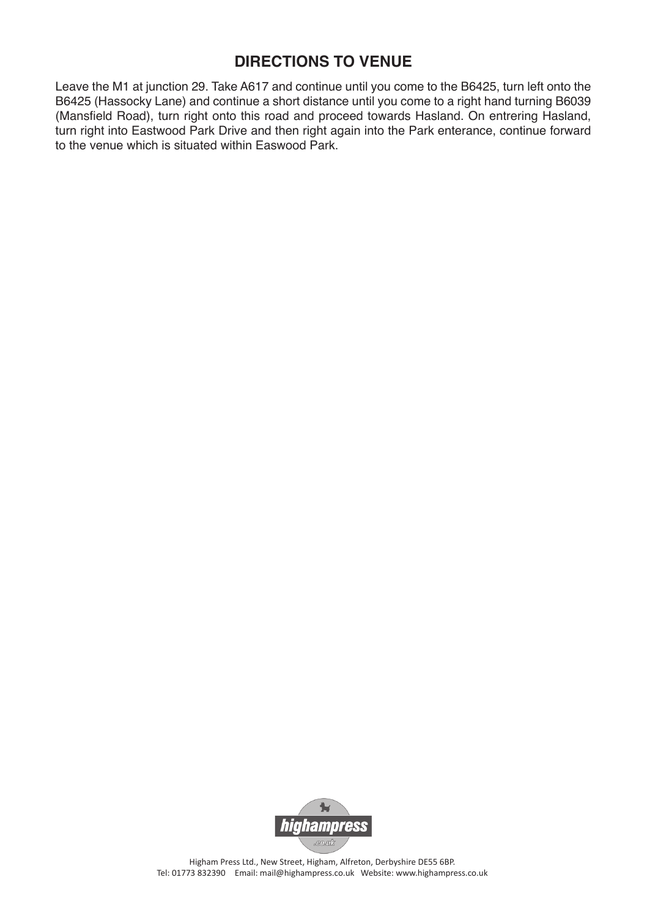## DIRECTIONS TO VENUE

Leave the M1 at junction 29. Take A617 and continue until you come to the B6425, turn left onto the B6425 (Hassocky Lane) and continue a short distance until you come to a right hand turning B6039 (Mansfield Road), turn right onto this road and proceed towards Hasland. On entrering Hasland, turn right into Eastwood Park Drive and then right again into the Park enterance, continue forward to the venue which is situated within Easwood Park.

highampress .co.uk

Higham Press Ltd., New Street, Higham, Alfreton, Derbyshire DE55 6BP.
Tel: 01773 832390 Email: mail@highampress.co.uk Website: www.highampress.co.uk